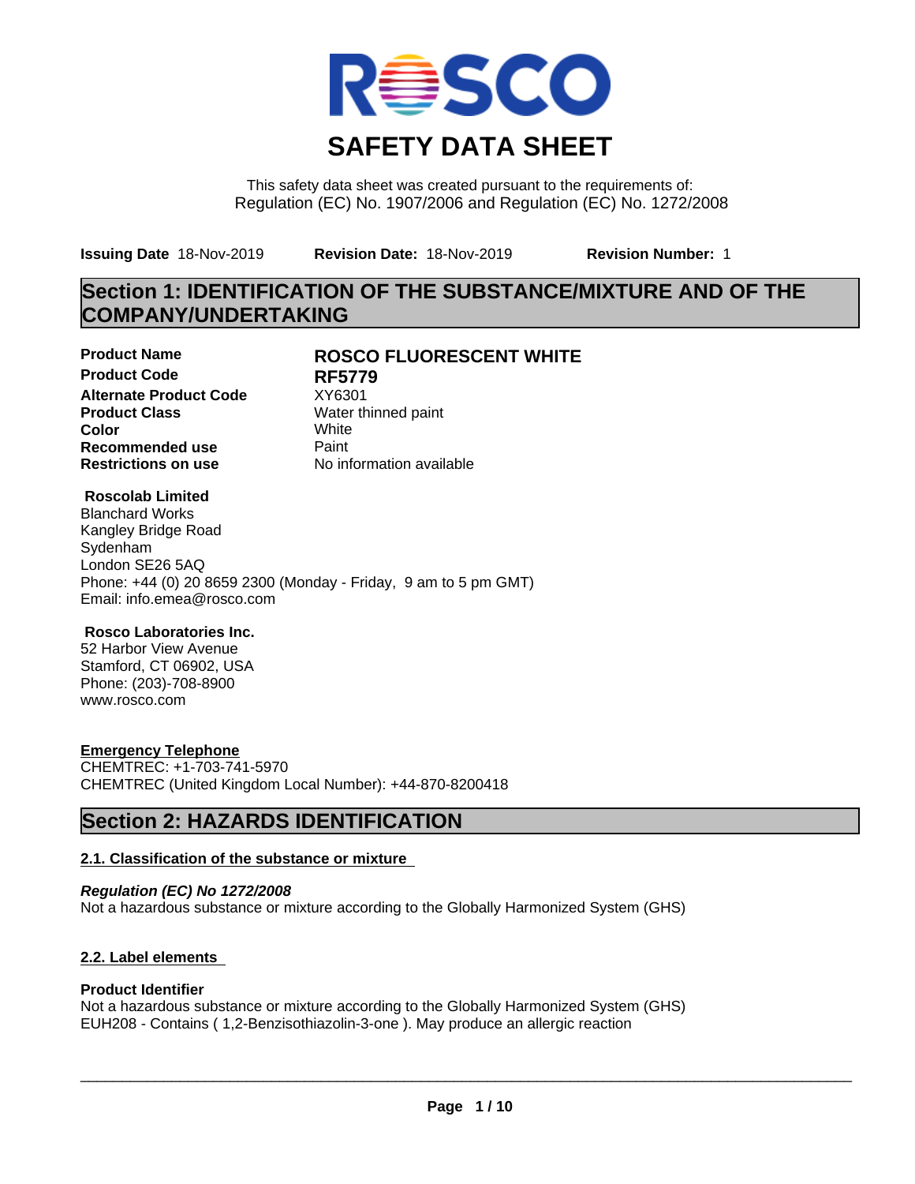# SAFETY DATA SHEET

This safety data sheet was created pursuant to the requirements of:
Regulation (EC) No. 1907/2006 and Regulation (EC) No. 1272/2008

**Issuing Date** 18-Nov-2019 **Revision Date:** 18-Nov-2019 **Revision Number:** 1

## Section 1: IDENTIFICATION OF THE SUBSTANCE/MIXTURE AND OF THE COMPANY/UNDERTAKING

| | |
|---|---|
| **Product Name** | **ROSCO FLUORESCENT WHITE** |
| **Product Code** | **RF5779** |
| **Alternate Product Code** | XY6301 |
| **Product Class** | Water thinned paint |
| **Color** | White |
| **Recommended use** | Paint |
| **Restrictions on use** | No information available |

**Roscolab Limited**
Blanchard Works
Kangley Bridge Road
Sydenham
London SE26 5AQ
Phone: +44 (0) 20 8659 2300 (Monday - Friday, 9 am to 5 pm GMT)
Email: info.emea@rosco.com

**Rosco Laboratories Inc.**
52 Harbor View Avenue
Stamford, CT 06902, USA
Phone: (203)-708-8900
www.rosco.com

**Emergency Telephone**
CHEMTREC: +1-703-741-5970
CHEMTREC (United Kingdom Local Number): +44-870-8200418

## Section 2: HAZARDS IDENTIFICATION

### 2.1. Classification of the substance or mixture

***Regulation (EC) No 1272/2008***
Not a hazardous substance or mixture according to the Globally Harmonized System (GHS)

### 2.2. Label elements

**Product Identifier**
Not a hazardous substance or mixture according to the Globally Harmonized System (GHS)
EUH208 - Contains ( 1,2-Benzisothiazolin-3-one ). May produce an allergic reaction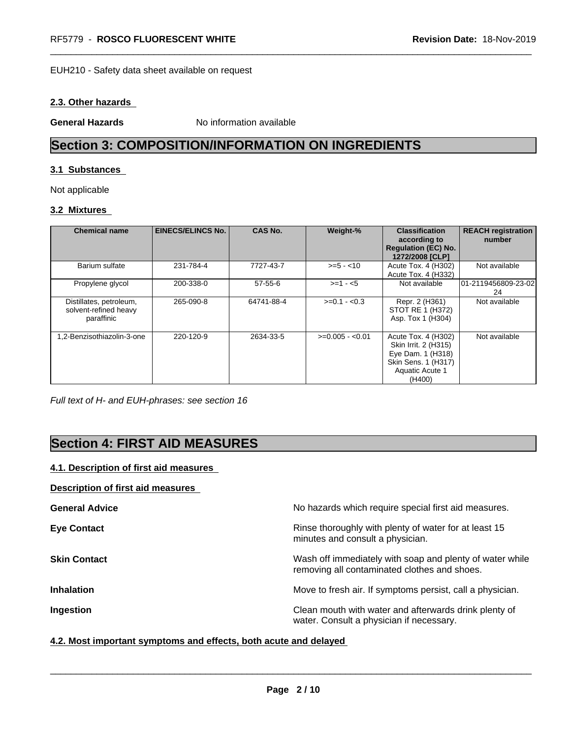EUH210 - Safety data sheet available on request

#### 2.3. Other hazards

**General Hazards** No information available

## Section 3: COMPOSITION/INFORMATION ON INGREDIENTS

#### 3.1 Substances

Not applicable

#### 3.2 Mixtures

| Chemical name | EINECS/ELINCS No. | CAS No. | Weight-% | Classification according to Regulation (EC) No. 1272/2008 [CLP] | REACH registration number |
|---|---|---|---|---|---|
| Barium sulfate | 231-784-4 | 7727-43-7 | >=5 - <10 | Acute Tox. 4 (H302) Acute Tox. 4 (H332) | Not available |
| Propylene glycol | 200-338-0 | 57-55-6 | >=1 - <5 | Not available | 01-2119456809-23-0224 |
| Distillates, petroleum, solvent-refined heavy paraffinic | 265-090-8 | 64741-88-4 | >=0.1 - <0.3 | Repr. 2 (H361) STOT RE 1 (H372) Asp. Tox 1 (H304) | Not available |
| 1,2-Benzisothiazolin-3-one | 220-120-9 | 2634-33-5 | >=0.005 - <0.01 | Acute Tox. 4 (H302) Skin Irrit. 2 (H315) Eye Dam. 1 (H318) Skin Sens. 1 (H317) Aquatic Acute 1 (H400) | Not available |

*Full text of H- and EUH-phrases: see section 16*

## Section 4: FIRST AID MEASURES

#### 4.1. Description of first aid measures

**Description of first aid measures**

**General Advice** No hazards which require special first aid measures.

**Eye Contact** Rinse thoroughly with plenty of water for at least 15 minutes and consult a physician.

**Skin Contact** Wash off immediately with soap and plenty of water while removing all contaminated clothes and shoes.

**Inhalation** Move to fresh air. If symptoms persist, call a physician.

**Ingestion** Clean mouth with water and afterwards drink plenty of water. Consult a physician if necessary.

#### 4.2. Most important symptoms and effects, both acute and delayed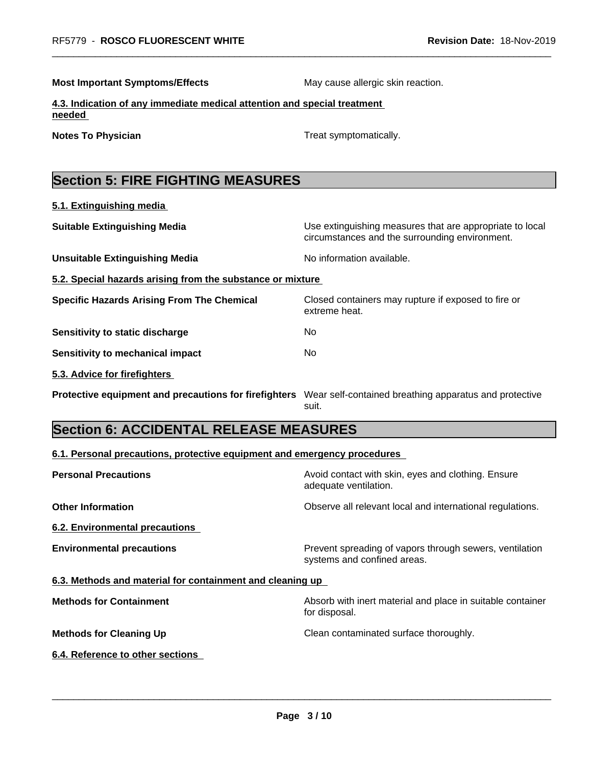**Most Important Symptoms/Effects** May cause allergic skin reaction.

**4.3. Indication of any immediate medical attention and special treatment needed**

**Notes To Physician** Treat symptomatically.

## Section 5: FIRE FIGHTING MEASURES

**5.1. Extinguishing media**

**Suitable Extinguishing Media** Use extinguishing measures that are appropriate to local circumstances and the surrounding environment.

**Unsuitable Extinguishing Media** No information available.

**5.2. Special hazards arising from the substance or mixture**

**Specific Hazards Arising From The Chemical** Closed containers may rupture if exposed to fire or extreme heat.

**Sensitivity to static discharge** No

**Sensitivity to mechanical impact** No

**5.3. Advice for firefighters**

**Protective equipment and precautions for firefighters** Wear self-contained breathing apparatus and protective suit.

## Section 6: ACCIDENTAL RELEASE MEASURES

**6.1. Personal precautions, protective equipment and emergency procedures**

**Personal Precautions** Avoid contact with skin, eyes and clothing. Ensure adequate ventilation.

**Other Information** Observe all relevant local and international regulations.

**6.2. Environmental precautions**

**Environmental precautions** Prevent spreading of vapors through sewers, ventilation systems and confined areas.

**6.3. Methods and material for containment and cleaning up**

**Methods for Containment** Absorb with inert material and place in suitable container for disposal.

**Methods for Cleaning Up** Clean contaminated surface thoroughly.

**6.4. Reference to other sections**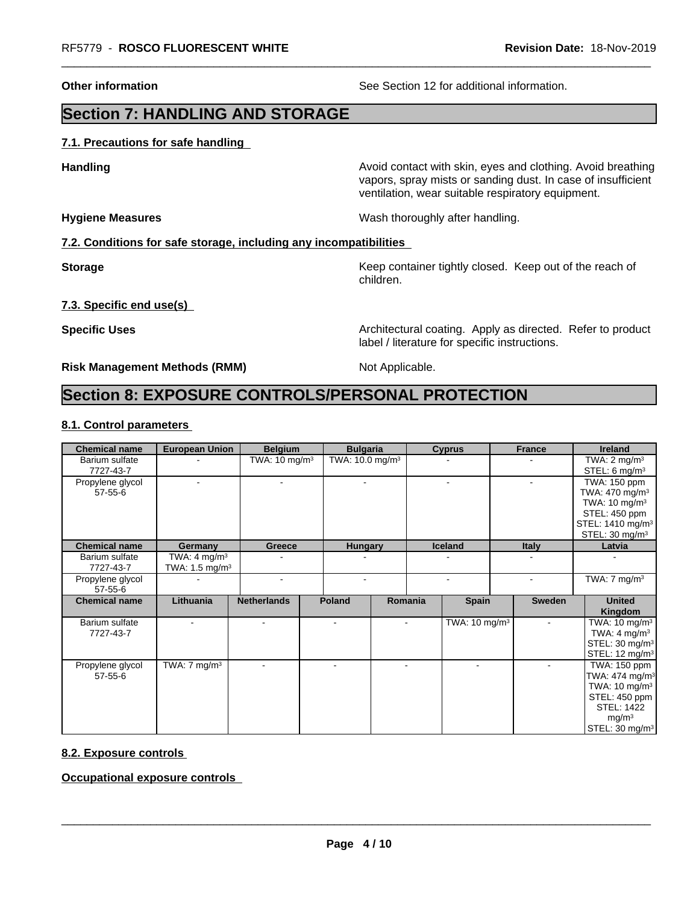**Other information** See Section 12 for additional information.

## Section 7: HANDLING AND STORAGE

### 7.1. Precautions for safe handling

**Handling** Avoid contact with skin, eyes and clothing. Avoid breathing vapors, spray mists or sanding dust. In case of insufficient ventilation, wear suitable respiratory equipment.

**Hygiene Measures** Wash thoroughly after handling.

### 7.2. Conditions for safe storage, including any incompatibilities

**Storage** Keep container tightly closed. Keep out of the reach of children.

### 7.3. Specific end use(s)

**Specific Uses** Architectural coating. Apply as directed. Refer to product label / literature for specific instructions.

**Risk Management Methods (RMM)** Not Applicable.

## Section 8: EXPOSURE CONTROLS/PERSONAL PROTECTION

### 8.1. Control parameters

| Chemical name | European Union | Belgium | Bulgaria | Cyprus | France | Ireland |
|---|---|---|---|---|---|---|
| Barium sulfate 7727-43-7 | - | TWA: 10 mg/m³ | TWA: 10.0 mg/m³ | - | - | TWA: 2 mg/m³ STEL: 6 mg/m³ |
| Propylene glycol 57-55-6 | - | - | - | - | - | TWA: 150 ppm TWA: 470 mg/m³ TWA: 10 mg/m³ STEL: 450 ppm STEL: 1410 mg/m³ STEL: 30 mg/m³ |

| Chemical name | Germany | Greece | Hungary | Iceland | Italy | Latvia |
|---|---|---|---|---|---|---|
| Barium sulfate 7727-43-7 | TWA: 4 mg/m³ TWA: 1.5 mg/m³ | - | - | - | - | - |
| Propylene glycol 57-55-6 | - | - | - | - | - | TWA: 7 mg/m³ |

| Chemical name | Lithuania | Netherlands | Poland | Romania | Spain | Sweden | United Kingdom |
|---|---|---|---|---|---|---|---|
| Barium sulfate 7727-43-7 | - | - | - | - | TWA: 10 mg/m³ | - | TWA: 10 mg/m³ TWA: 4 mg/m³ STEL: 30 mg/m³ STEL: 12 mg/m³ |
| Propylene glycol 57-55-6 | TWA: 7 mg/m³ | - | - | - | - | - | TWA: 150 ppm TWA: 474 mg/m³ TWA: 10 mg/m³ STEL: 450 ppm STEL: 1422 mg/m³ STEL: 30 mg/m³ |

### 8.2. Exposure controls

**Occupational exposure controls**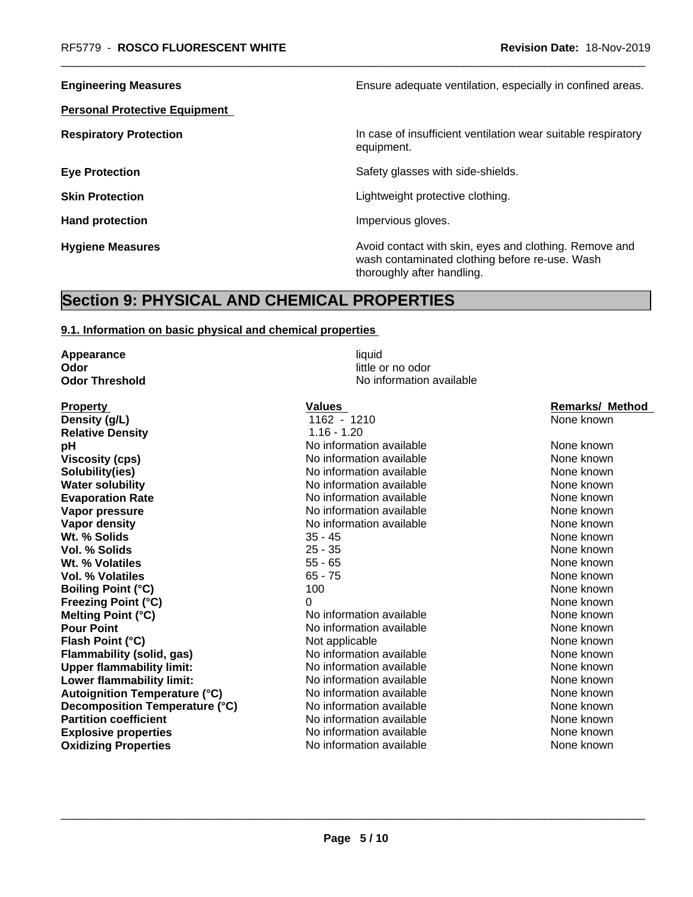| | |
|---|---|
| **Engineering Measures** | Ensure adequate ventilation, especially in confined areas. |

**Personal Protective Equipment**

| | |
|---|---|
| **Respiratory Protection** | In case of insufficient ventilation wear suitable respiratory equipment. |
| **Eye Protection** | Safety glasses with side-shields. |
| **Skin Protection** | Lightweight protective clothing. |
| **Hand protection** | Impervious gloves. |
| **Hygiene Measures** | Avoid contact with skin, eyes and clothing. Remove and wash contaminated clothing before re-use. Wash thoroughly after handling. |

# Section 9: PHYSICAL AND CHEMICAL PROPERTIES

## 9.1. Information on basic physical and chemical properties

| | |
|---|---|
| **Appearance** | liquid |
| **Odor** | little or no odor |
| **Odor Threshold** | No information available |

| Property | Values | Remarks/ Method |
|---|---|---|
| **Density (g/L)** | 1162 - 1210 | None known |
| **Relative Density** | 1.16 - 1.20 | |
| **pH** | No information available | None known |
| **Viscosity (cps)** | No information available | None known |
| **Solubility(ies)** | No information available | None known |
| **Water solubility** | No information available | None known |
| **Evaporation Rate** | No information available | None known |
| **Vapor pressure** | No information available | None known |
| **Vapor density** | No information available | None known |
| **Wt. % Solids** | 35 - 45 | None known |
| **Vol. % Solids** | 25 - 35 | None known |
| **Wt. % Volatiles** | 55 - 65 | None known |
| **Vol. % Volatiles** | 65 - 75 | None known |
| **Boiling Point (°C)** | 100 | None known |
| **Freezing Point (°C)** | 0 | None known |
| **Melting Point (°C)** | No information available | None known |
| **Pour Point** | No information available | None known |
| **Flash Point (°C)** | Not applicable | None known |
| **Flammability (solid, gas)** | No information available | None known |
| **Upper flammability limit:** | No information available | None known |
| **Lower flammability limit:** | No information available | None known |
| **Autoignition Temperature (°C)** | No information available | None known |
| **Decomposition Temperature (°C)** | No information available | None known |
| **Partition coefficient** | No information available | None known |
| **Explosive properties** | No information available | None known |
| **Oxidizing Properties** | No information available | None known |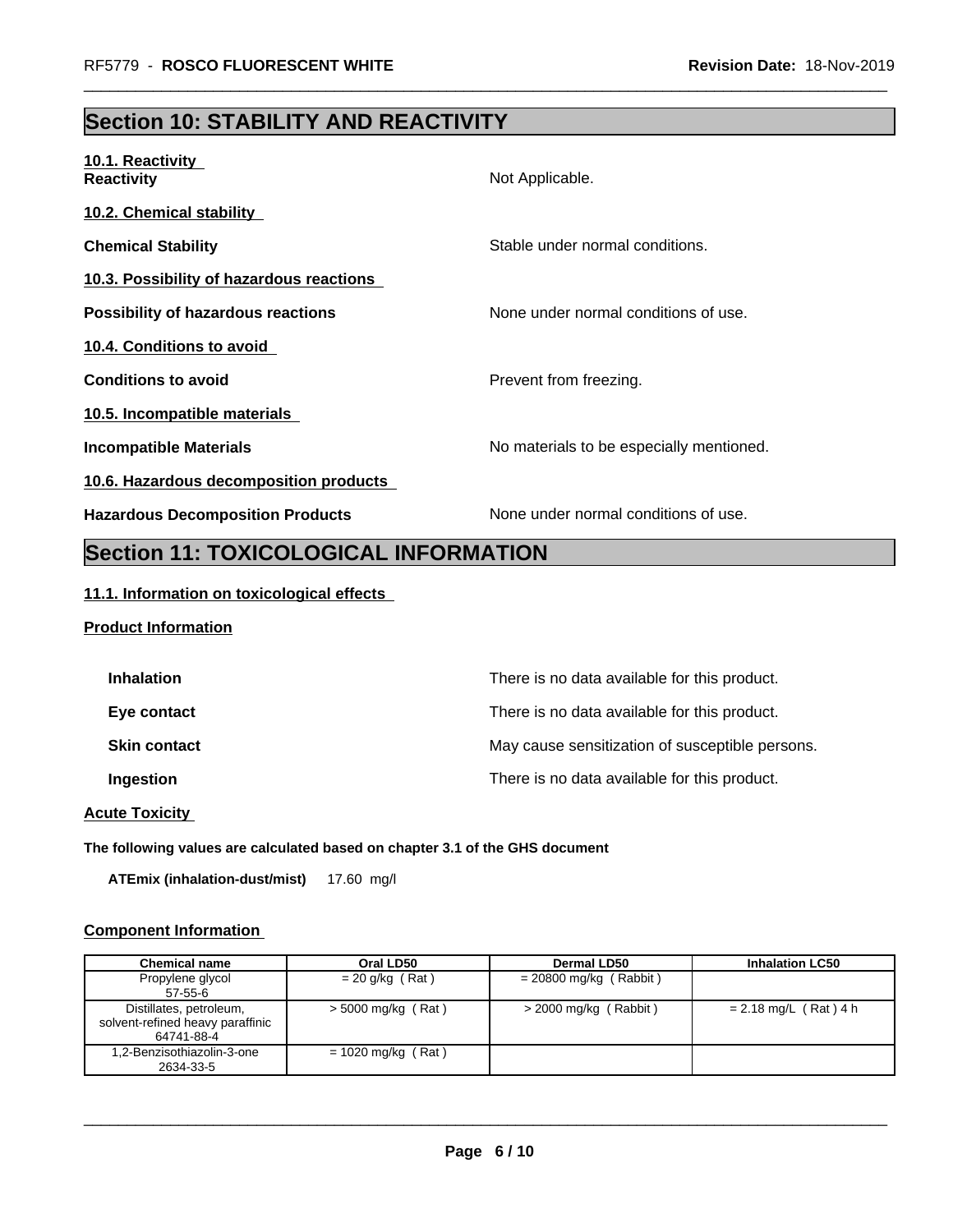## Section 10: STABILITY AND REACTIVITY

**10.1. Reactivity**

**Reactivity** Not Applicable.

**10.2. Chemical stability**

**Chemical Stability** Stable under normal conditions.

**10.3. Possibility of hazardous reactions**

**Possibility of hazardous reactions** None under normal conditions of use.

**10.4. Conditions to avoid**

**Conditions to avoid** Prevent from freezing.

**10.5. Incompatible materials**

**Incompatible Materials** No materials to be especially mentioned.

**10.6. Hazardous decomposition products**

**Hazardous Decomposition Products** None under normal conditions of use.

## Section 11: TOXICOLOGICAL INFORMATION

**11.1. Information on toxicological effects**

**Product Information**

**Inhalation** There is no data available for this product.

**Eye contact** There is no data available for this product.

**Skin contact** May cause sensitization of susceptible persons.

**Ingestion** There is no data available for this product.

**Acute Toxicity**

**The following values are calculated based on chapter 3.1 of the GHS document**

**ATEmix (inhalation-dust/mist)** 17.60 mg/l

**Component Information**

| Chemical name | Oral LD50 | Dermal LD50 | Inhalation LC50 |
|---|---|---|---|
| Propylene glycol<br>57-55-6 | = 20 g/kg ( Rat ) | = 20800 mg/kg ( Rabbit ) | |
| Distillates, petroleum, solvent-refined heavy paraffinic<br>64741-88-4 | > 5000 mg/kg ( Rat ) | > 2000 mg/kg ( Rabbit ) | = 2.18 mg/L ( Rat ) 4 h |
| 1,2-Benzisothiazolin-3-one<br>2634-33-5 | = 1020 mg/kg ( Rat ) | | |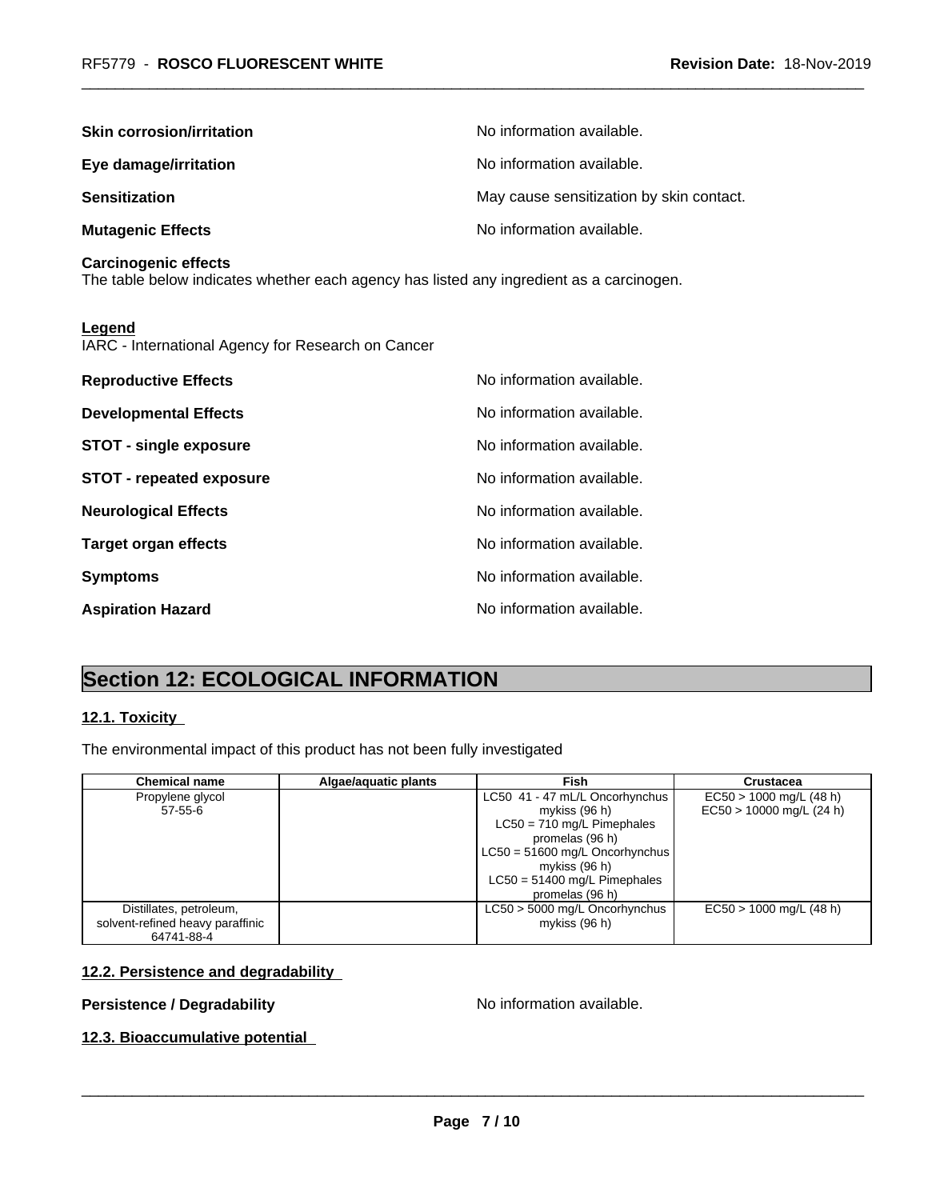**Skin corrosion/irritation** No information available.

**Eye damage/irritation** No information available.

**Sensitization** May cause sensitization by skin contact.

**Mutagenic Effects** No information available.

**Carcinogenic effects**
The table below indicates whether each agency has listed any ingredient as a carcinogen.

**Legend**
IARC - International Agency for Research on Cancer

**Reproductive Effects** No information available.

**Developmental Effects** No information available.

**STOT - single exposure** No information available.

**STOT - repeated exposure** No information available.

**Neurological Effects** No information available.

**Target organ effects** No information available.

**Symptoms** No information available.

**Aspiration Hazard** No information available.

# Section 12: ECOLOGICAL INFORMATION

## 12.1. Toxicity

The environmental impact of this product has not been fully investigated

| Chemical name | Algae/aquatic plants | Fish | Crustacea |
|---|---|---|---|
| Propylene glycol 57-55-6 | | LC50 41 - 47 mL/L Oncorhynchus mykiss (96 h) LC50 = 710 mg/L Pimephales promelas (96 h) LC50 = 51600 mg/L Oncorhynchus mykiss (96 h) LC50 = 51400 mg/L Pimephales promelas (96 h) | EC50 > 1000 mg/L (48 h) EC50 > 10000 mg/L (24 h) |
| Distillates, petroleum, solvent-refined heavy paraffinic 64741-88-4 | | LC50 > 5000 mg/L Oncorhynchus mykiss (96 h) | EC50 > 1000 mg/L (48 h) |

## 12.2. Persistence and degradability

**Persistence / Degradability** No information available.

## 12.3. Bioaccumulative potential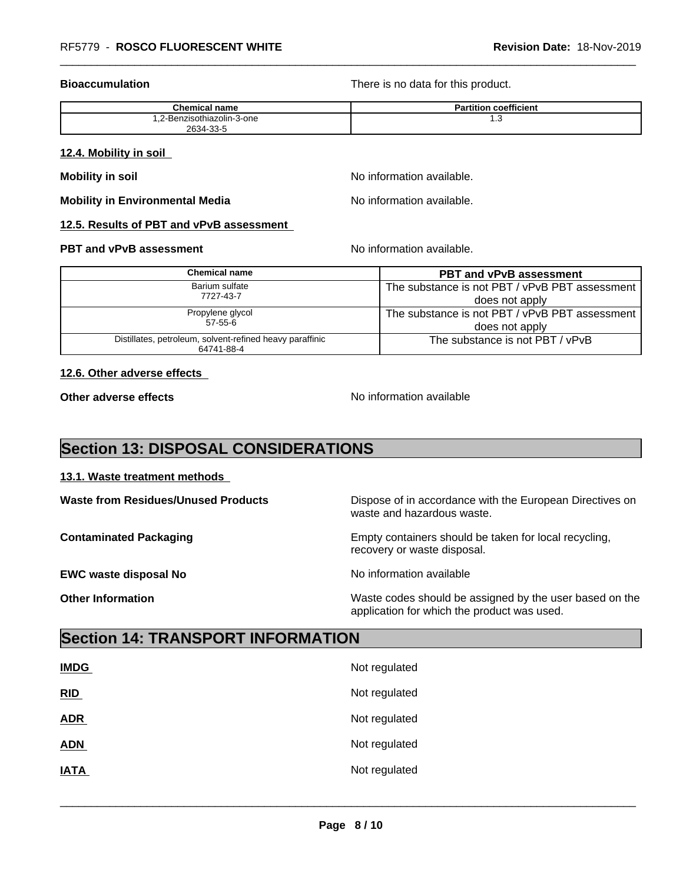**Bioaccumulation** There is no data for this product.

| Chemical name | Partition coefficient |
| --- | --- |
| 1,2-Benzisothiazolin-3-one 2634-33-5 | 1.3 |

### 12.4. Mobility in soil

**Mobility in soil** No information available.

**Mobility in Environmental Media** No information available.

### 12.5. Results of PBT and vPvB assessment

**PBT and vPvB assessment** No information available.

| Chemical name | PBT and vPvB assessment |
| --- | --- |
| Barium sulfate 7727-43-7 | The substance is not PBT / vPvB PBT assessment does not apply |
| Propylene glycol 57-55-6 | The substance is not PBT / vPvB PBT assessment does not apply |
| Distillates, petroleum, solvent-refined heavy paraffinic 64741-88-4 | The substance is not PBT / vPvB |

### 12.6. Other adverse effects

**Other adverse effects** No information available

## Section 13: DISPOSAL CONSIDERATIONS

### 13.1. Waste treatment methods

**Waste from Residues/Unused Products** Dispose of in accordance with the European Directives on waste and hazardous waste.

**Contaminated Packaging** Empty containers should be taken for local recycling, recovery or waste disposal.

**EWC waste disposal No** No information available

**Other Information** Waste codes should be assigned by the user based on the application for which the product was used.

## Section 14: TRANSPORT INFORMATION

**IMDG** Not regulated

**RID** Not regulated

**ADR** Not regulated

**ADN** Not regulated

**IATA** Not regulated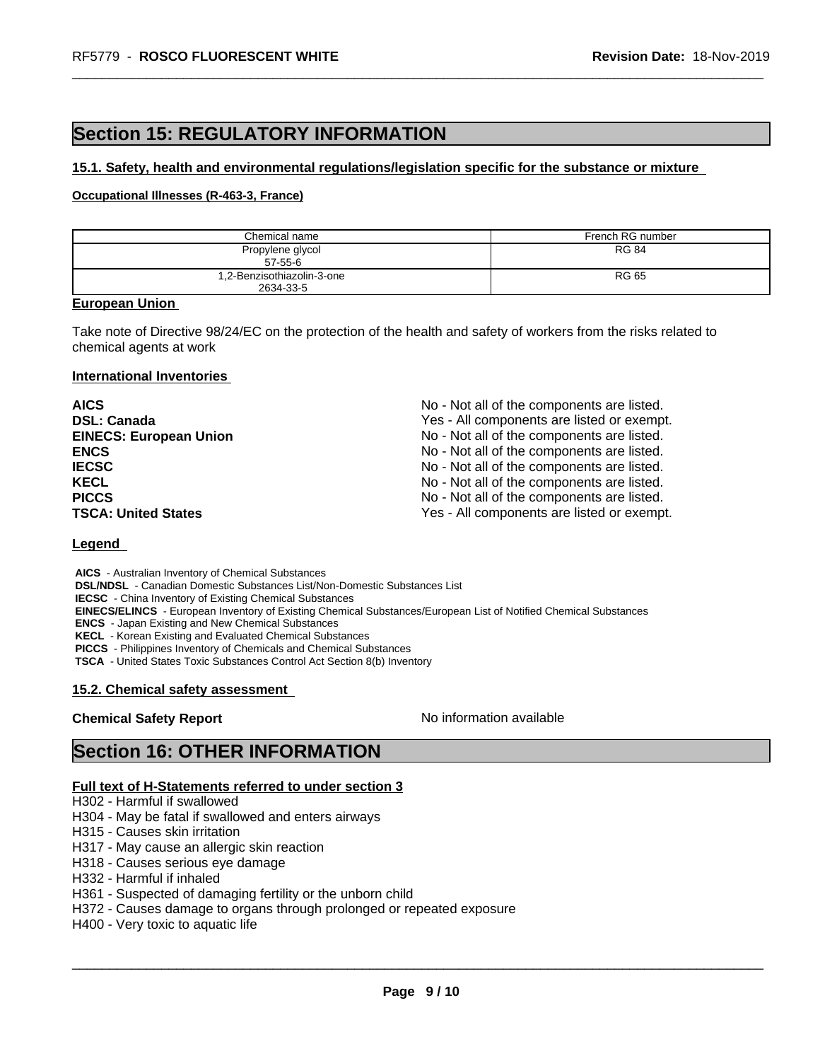# Section 15: REGULATORY INFORMATION

## 15.1. Safety, health and environmental regulations/legislation specific for the substance or mixture

### Occupational Illnesses (R-463-3, France)

| Chemical name | French RG number |
|---|---|
| Propylene glycol<br>57-55-6 | RG 84 |
| 1,2-Benzisothiazolin-3-one<br>2634-33-5 | RG 65 |

### European Union

Take note of Directive 98/24/EC on the protection of the health and safety of workers from the risks related to chemical agents at work

### International Inventories

**AICS** No - Not all of the components are listed.
**DSL: Canada** Yes - All components are listed or exempt.
**EINECS: European Union** No - Not all of the components are listed.
**ENCS** No - Not all of the components are listed.
**IECSC** No - Not all of the components are listed.
**KECL** No - Not all of the components are listed.
**PICCS** No - Not all of the components are listed.
**TSCA: United States** Yes - All components are listed or exempt.

### Legend

**AICS** - Australian Inventory of Chemical Substances
**DSL/NDSL** - Canadian Domestic Substances List/Non-Domestic Substances List
**IECSC** - China Inventory of Existing Chemical Substances
**EINECS/ELINCS** - European Inventory of Existing Chemical Substances/European List of Notified Chemical Substances
**ENCS** - Japan Existing and New Chemical Substances
**KECL** - Korean Existing and Evaluated Chemical Substances
**PICCS** - Philippines Inventory of Chemicals and Chemical Substances
**TSCA** - United States Toxic Substances Control Act Section 8(b) Inventory

## 15.2. Chemical safety assessment

**Chemical Safety Report** No information available

# Section 16: OTHER INFORMATION

### Full text of H-Statements referred to under section 3

H302 - Harmful if swallowed
H304 - May be fatal if swallowed and enters airways
H315 - Causes skin irritation
H317 - May cause an allergic skin reaction
H318 - Causes serious eye damage
H332 - Harmful if inhaled
H361 - Suspected of damaging fertility or the unborn child
H372 - Causes damage to organs through prolonged or repeated exposure
H400 - Very toxic to aquatic life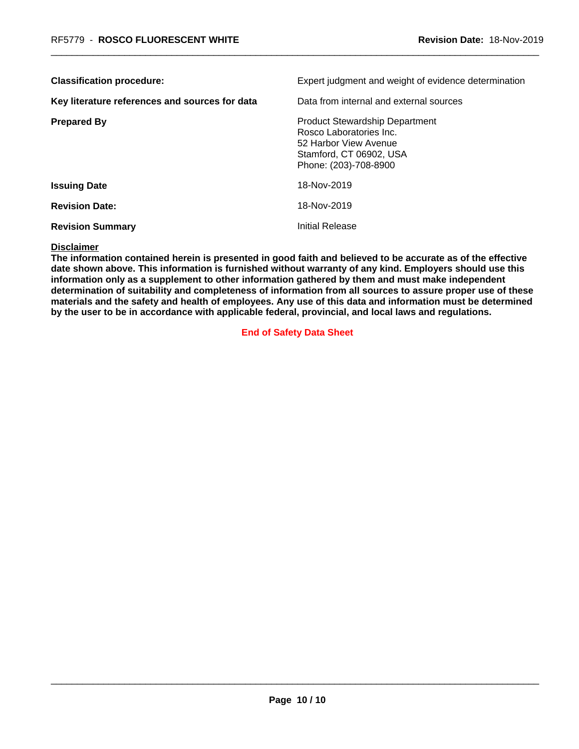| | |
|---|---|
| **Classification procedure:** | Expert judgment and weight of evidence determination |
| **Key literature references and sources for data** | Data from internal and external sources |
| **Prepared By** | Product Stewardship Department<br>Rosco Laboratories Inc.<br>52 Harbor View Avenue<br>Stamford, CT 06902, USA<br>Phone: (203)-708-8900 |
| **Issuing Date** | 18-Nov-2019 |
| **Revision Date:** | 18-Nov-2019 |
| **Revision Summary** | Initial Release |

**Disclaimer**

**The information contained herein is presented in good faith and believed to be accurate as of the effective date shown above. This information is furnished without warranty of any kind. Employers should use this information only as a supplement to other information gathered by them and must make independent determination of suitability and completeness of information from all sources to assure proper use of these materials and the safety and health of employees. Any use of this data and information must be determined by the user to be in accordance with applicable federal, provincial, and local laws and regulations.**

**End of Safety Data Sheet**